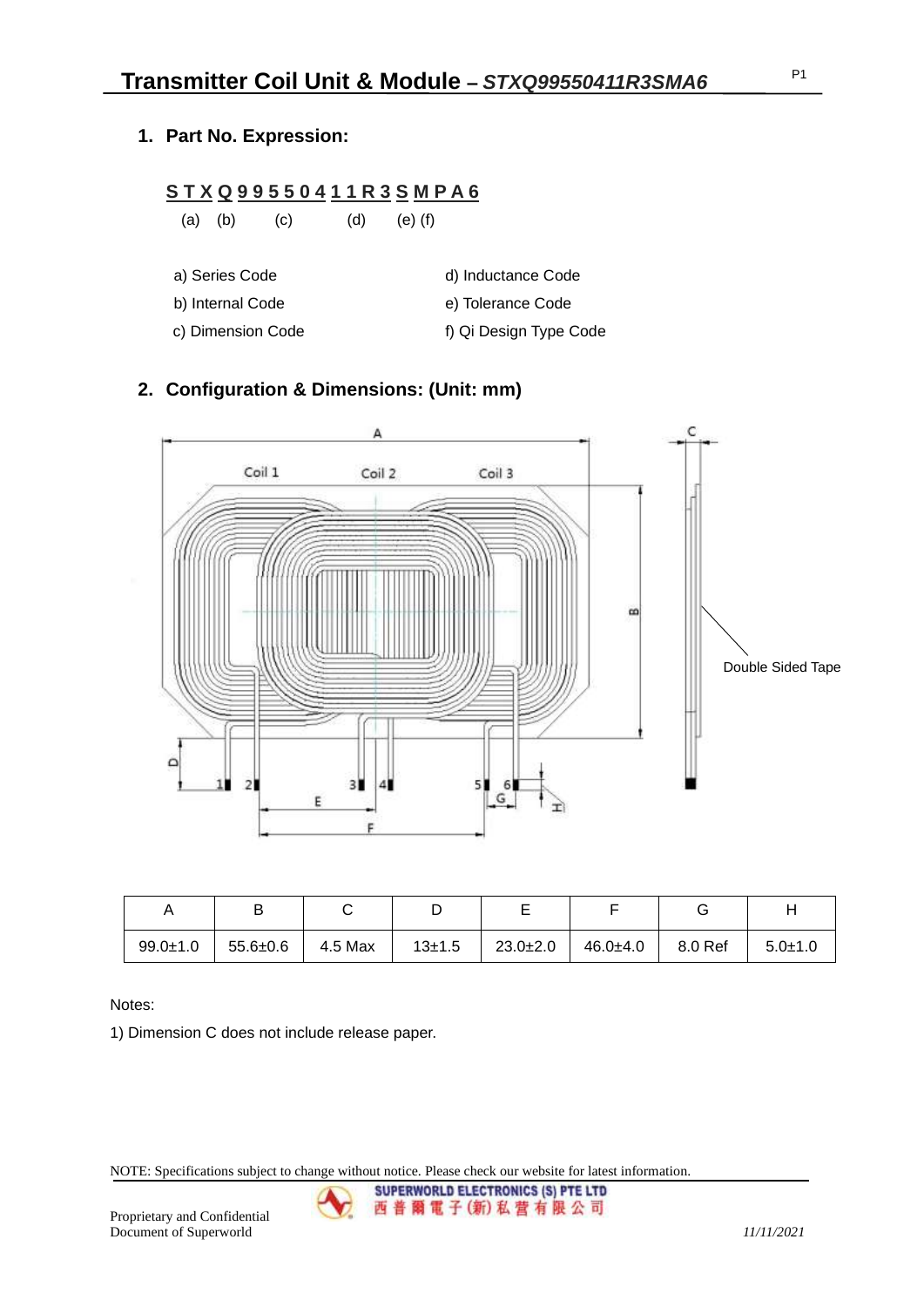# Transmitter Coil Unit & Module – *STXQ99550411R3SMA6*

## 1. Part No. Expression:

**S T X Q 9 9 5 5 0 4 1 1 R 3 S M P A 6**

(a) (b) (c) (d) (e) (f)

a) Series Code
b) Internal Code
c) Dimension Code
d) Inductance Code
e) Tolerance Code
f) Qi Design Type Code

## 2. Configuration & Dimensions: (Unit: mm)

Double Sided Tape

| A | B | C | D | E | F | G | H |
|---|---|---|---|---|---|---|---|
| 99.0±1.0 | 55.6±0.6 | 4.5 Max | 13±1.5 | 23.0±2.0 | 46.0±4.0 | 8.0 Ref | 5.0±1.0 |

Notes:

1) Dimension C does not include release paper.

NOTE: Specifications subject to change without notice. Please check our website for latest information.

Proprietary and Confidential Document of Superworld

SUPERWORLD ELECTRONICS (S) PTE LTD
西普爾電子(新)私營有限公司

11/11/2021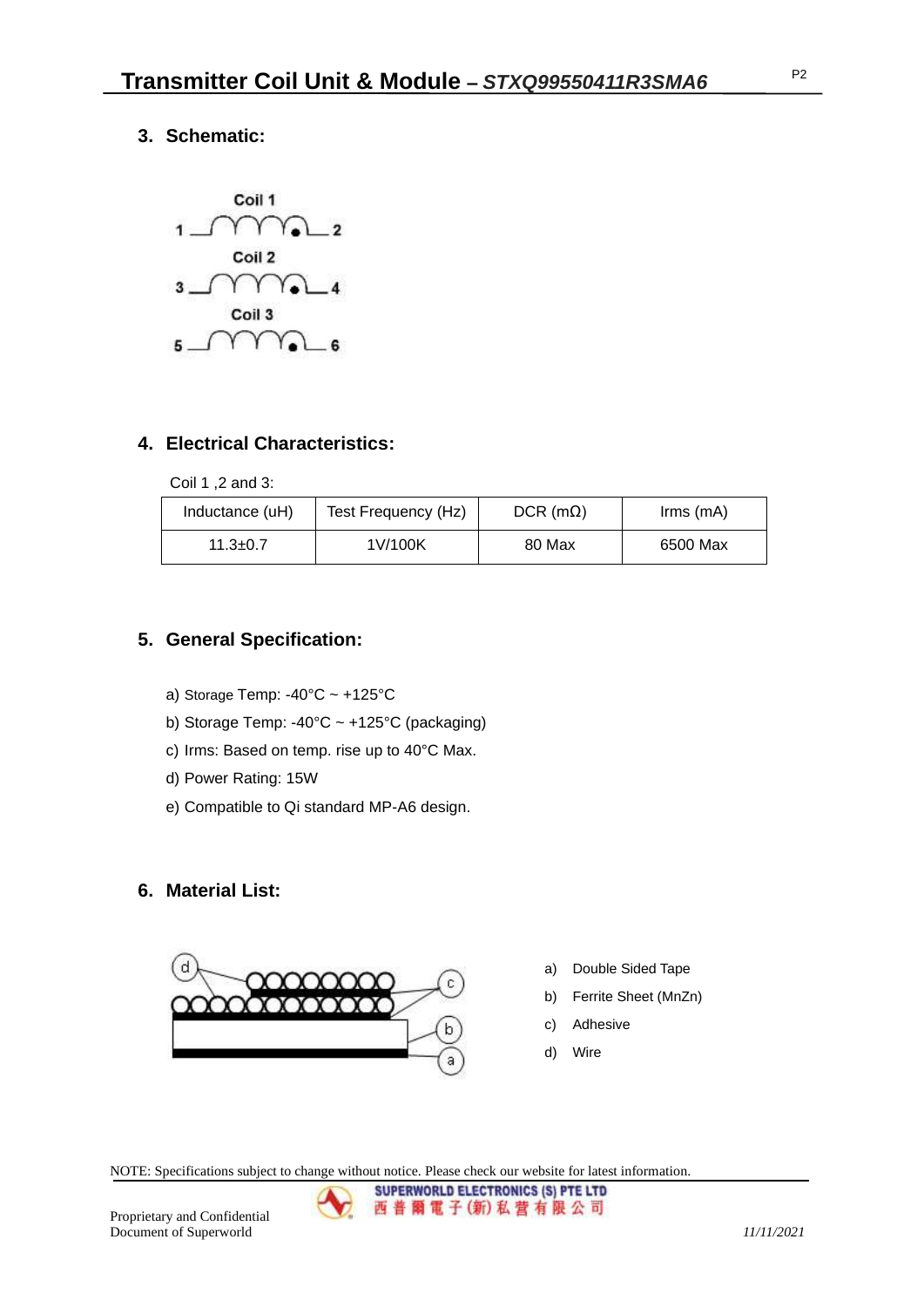## 3. Schematic:

Coil 1
1 2
Coil 2
3 4
Coil 3
5 6

## 4. Electrical Characteristics:

Coil 1 ,2 and 3:

| Inductance (uH) | Test Frequency (Hz) | DCR (mΩ) | Irms (mA) |
|---|---|---|---|
| 11.3±0.7 | 1V/100K | 80 Max | 6500 Max |

## 5. General Specification:

a) Storage Temp: -40°C ~ +125°C

b) Storage Temp: -40°C ~ +125°C (packaging)

c) Irms: Based on temp. rise up to 40°C Max.

d) Power Rating: 15W

e) Compatible to Qi standard MP-A6 design.

## 6. Material List:

d
c
b
a

a) Double Sided Tape

b) Ferrite Sheet (MnZn)

c) Adhesive

d) Wire

NOTE: Specifications subject to change without notice. Please check our website for latest information.

SUPERWORLD ELECTRONICS (S) PTE LTD
西普爾電子(新)私營有限公司

Proprietary and Confidential
Document of Superworld

*11/11/2021*